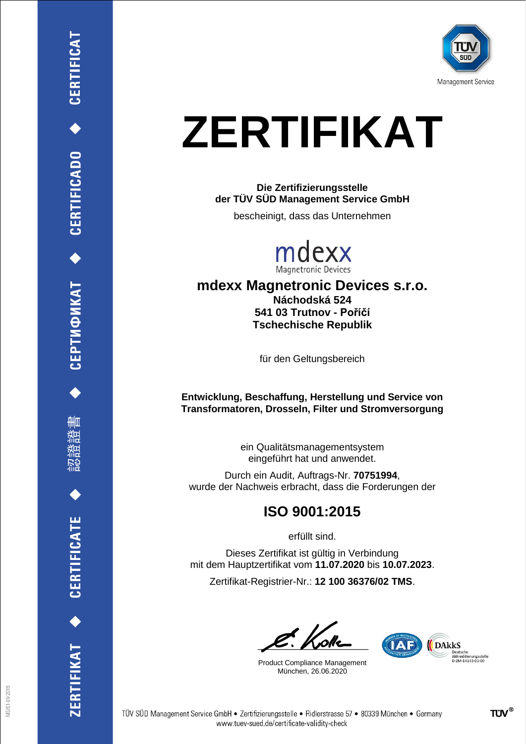# ZERTIFIKAT

**Die Zertifizierungsstelle**
**der TÜV SÜD Management Service GmbH**

bescheinigt, dass das Unternehmen

## mdexx Magnetronic Devices s.r.o.

**Náchodská 524**
**541 03 Trutnov - Poříčí**
**Tschechische Republik**

für den Geltungsbereich

**Entwicklung, Beschaffung, Herstellung und Service von Transformatoren, Drosseln, Filter und Stromversorgung**

ein Qualitätsmanagementsystem eingeführt hat und anwendet.

Durch ein Audit, Auftrags-Nr. **70751994**, wurde der Nachweis erbracht, dass die Forderungen der

## ISO 9001:2015

erfüllt sind.

Dieses Zertifikat ist gültig in Verbindung mit dem Hauptzertifikat vom **11.07.2020** bis **10.07.2023**.

Zertifikat-Registrier-Nr.: **12 100 36376/02 TMS**.

Product Compliance Management
München, 26.06.2020

DAkkS Deutsche Akkreditierungsstelle D-ZM-14143-01-00

TÜV SÜD Management Service GmbH • Zertifizierungsstelle • Ridlerstrasse 57 • 80339 München • Germany
www.tuev-sued.de/certificate-validity-check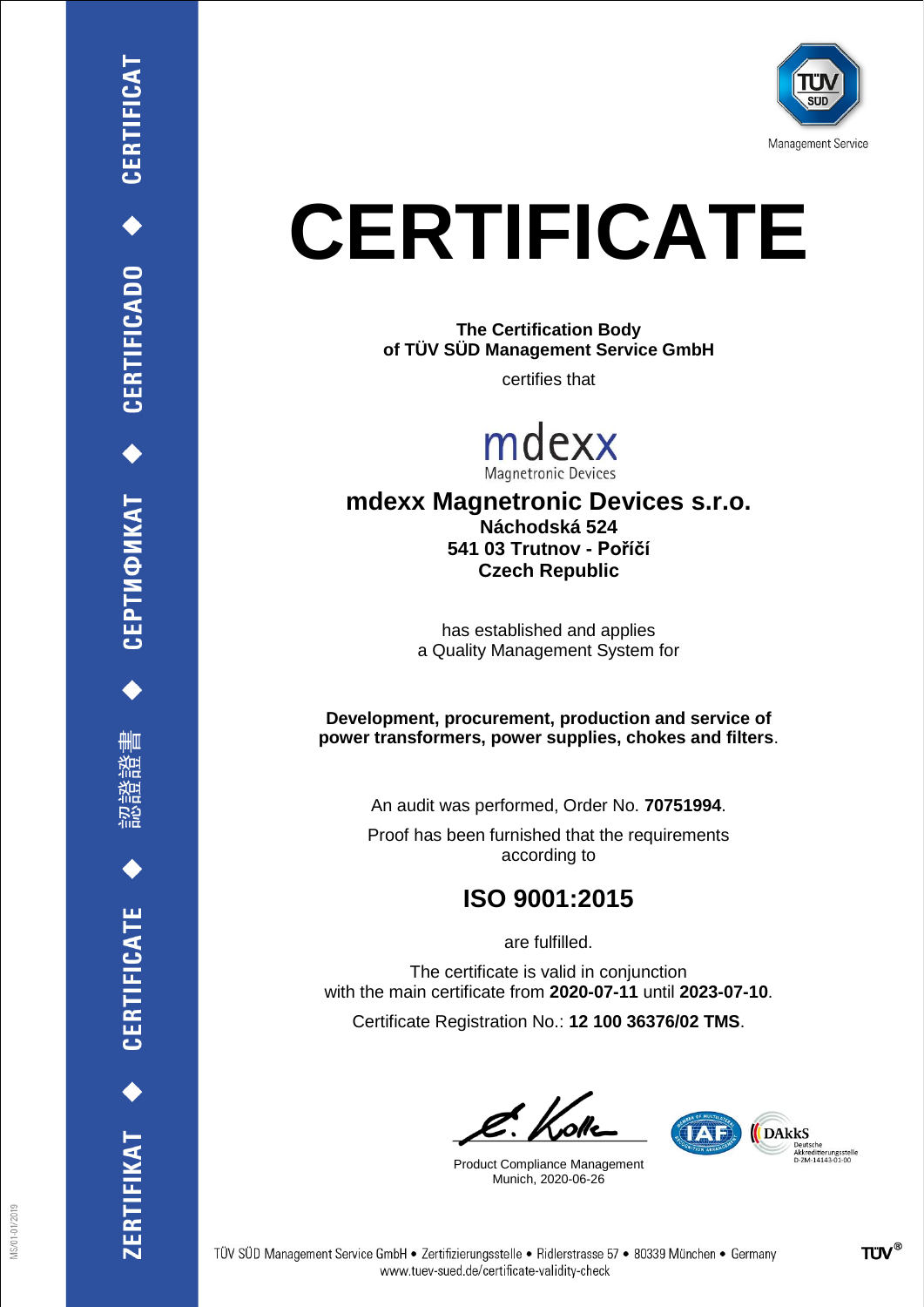TÜV SÜD

Management Service

# CERTIFICATE

**The Certification Body**
**of TÜV SÜD Management Service GmbH**

certifies that

mdexx
Magnetronic Devices

## mdexx Magnetronic Devices s.r.o.

**Náchodská 524**
**541 03 Trutnov - Poříčí**
**Czech Republic**

has established and applies
a Quality Management System for

**Development, procurement, production and service of power transformers, power supplies, chokes and filters**.

An audit was performed, Order No. **70751994**.

Proof has been furnished that the requirements according to

## ISO 9001:2015

are fulfilled.

The certificate is valid in conjunction with the main certificate from **2020-07-11** until **2023-07-10**.

Certificate Registration No.: **12 100 36376/02 TMS**.

Product Compliance Management
Munich, 2020-06-26

DAkkS Deutsche Akkreditierungsstelle D-ZM-14143-01-00

ZERTIFIKAT ◆ CERTIFICATE ◆ 認證證書 ◆ СЕРТИФИКАТ ◆ CERTIFICADO ◆ CERTIFICAT

TÜV SÜD Management Service GmbH • Zertifizierungsstelle • Ridlerstrasse 57 • 80339 München • Germany
www.tuev-sued.de/certificate-validity-check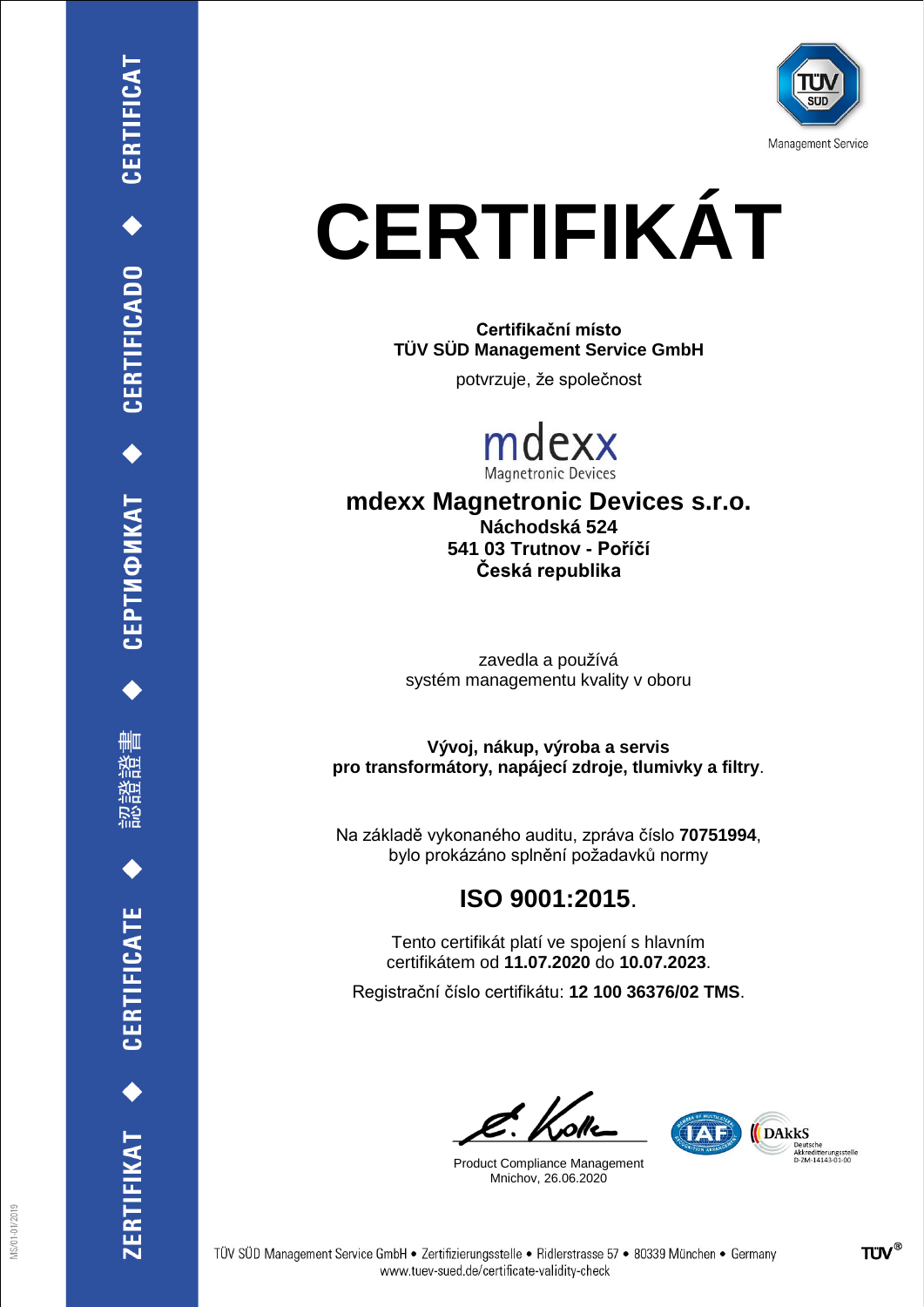CERTIFICAT ◆ CERTIFICADO ◆ СЕРТИФИКАТ ◆ 認證證書 ◆ CERTIFICATE ◆ ZERTIFIKAT

TÜV SÜD

Management Service

# CERTIFIKÁT

**Certifikační místo**
**TÜV SÜD Management Service GmbH**

potvrzuje, že společnost

mdexx
Magnetronic Devices

## mdexx Magnetronic Devices s.r.o.

**Náchodská 524**
**541 03 Trutnov - Poříčí**
**Česká republika**

zavedla a používá
systém managementu kvality v oboru

**Vývoj, nákup, výroba a servis**
**pro transformátory, napájecí zdroje, tlumivky a filtry**.

Na základě vykonaného auditu, zpráva číslo **70751994**,
bylo prokázáno splnění požadavků normy

## ISO 9001:2015.

Tento certifikát platí ve spojení s hlavním
certifikátem od **11.07.2020** do **10.07.2023**.

Registrační číslo certifikátu: **12 100 36376/02 TMS**.

Product Compliance Management
Mnichov, 26.06.2020

IAF

DAkkS
Deutsche
Akkreditierungsstelle
D-ZM-14143-01-00

MS/01-01/2019

TÜV SÜD Management Service GmbH • Zertifizierungsstelle • Ridlerstrasse 57 • 80339 München • Germany
www.tuev-sued.de/certificate-validity-check

TÜV®